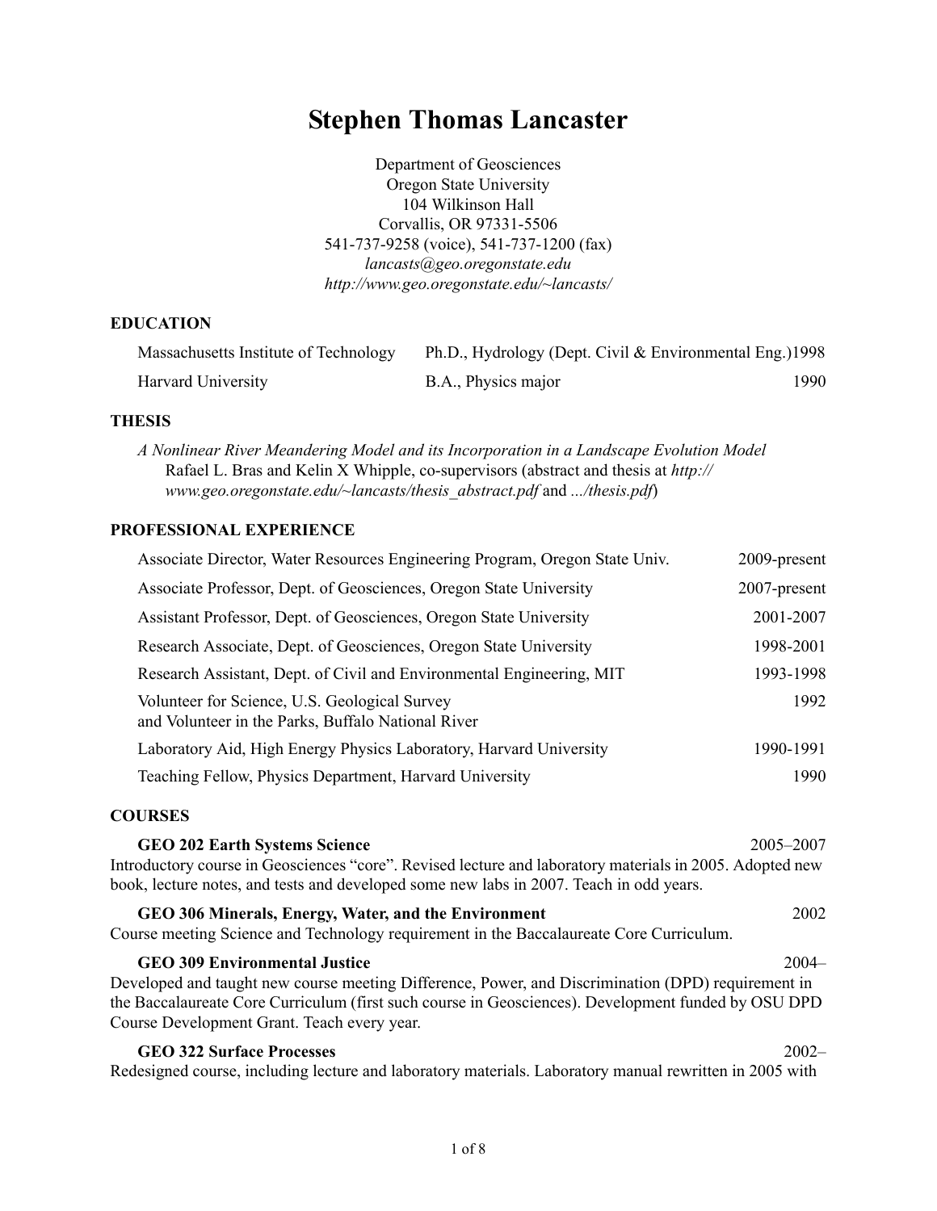# Stephen Thomas Lancaster

Department of Geosciences
Oregon State University
104 Wilkinson Hall
Corvallis, OR 97331-5506
541-737-9258 (voice), 541-737-1200 (fax)
*lancasts@geo.oregonstate.edu*
*http://www.geo.oregonstate.edu/~lancasts/*

## EDUCATION

| | | |
|---|---|---|
| Massachusetts Institute of Technology | Ph.D., Hydrology (Dept. Civil & Environmental Eng.) | 1998 |
| Harvard University | B.A., Physics major | 1990 |

## THESIS

*A Nonlinear River Meandering Model and its Incorporation in a Landscape Evolution Model*
Rafael L. Bras and Kelin X Whipple, co-supervisors (abstract and thesis at *http://www.geo.oregonstate.edu/~lancasts/thesis_abstract.pdf* and *.../thesis.pdf*)

## PROFESSIONAL EXPERIENCE

| | |
|---|---|
| Associate Director, Water Resources Engineering Program, Oregon State Univ. | 2009-present |
| Associate Professor, Dept. of Geosciences, Oregon State University | 2007-present |
| Assistant Professor, Dept. of Geosciences, Oregon State University | 2001-2007 |
| Research Associate, Dept. of Geosciences, Oregon State University | 1998-2001 |
| Research Assistant, Dept. of Civil and Environmental Engineering, MIT | 1993-1998 |
| Volunteer for Science, U.S. Geological Survey and Volunteer in the Parks, Buffalo National River | 1992 |
| Laboratory Aid, High Energy Physics Laboratory, Harvard University | 1990-1991 |
| Teaching Fellow, Physics Department, Harvard University | 1990 |

## COURSES

**GEO 202 Earth Systems Science** 2005–2007
Introductory course in Geosciences "core". Revised lecture and laboratory materials in 2005. Adopted new book, lecture notes, and tests and developed some new labs in 2007. Teach in odd years.

**GEO 306 Minerals, Energy, Water, and the Environment** 2002
Course meeting Science and Technology requirement in the Baccalaureate Core Curriculum.

**GEO 309 Environmental Justice** 2004–
Developed and taught new course meeting Difference, Power, and Discrimination (DPD) requirement in the Baccalaureate Core Curriculum (first such course in Geosciences). Development funded by OSU DPD Course Development Grant. Teach every year.

**GEO 322 Surface Processes** 2002–
Redesigned course, including lecture and laboratory materials. Laboratory manual rewritten in 2005 with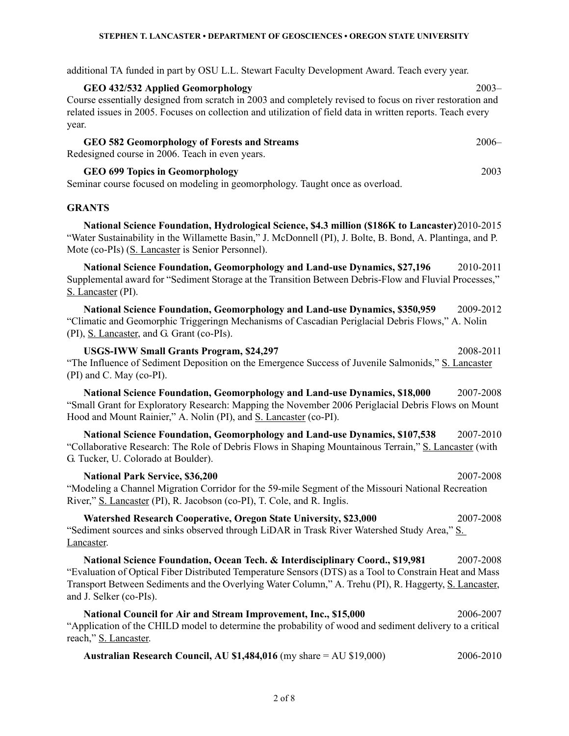additional TA funded in part by OSU L.L. Stewart Faculty Development Award. Teach every year.

**GEO 432/532 Applied Geomorphology** 2003–

Course essentially designed from scratch in 2003 and completely revised to focus on river restoration and related issues in 2005. Focuses on collection and utilization of field data in written reports. Teach every year.

**GEO 582 Geomorphology of Forests and Streams** 2006–

Redesigned course in 2006. Teach in even years.

**GEO 699 Topics in Geomorphology** 2003

Seminar course focused on modeling in geomorphology. Taught once as overload.

## GRANTS

**National Science Foundation, Hydrological Science, $4.3 million ($186K to Lancaster)** 2010-2015

"Water Sustainability in the Willamette Basin," J. McDonnell (PI), J. Bolte, B. Bond, A. Plantinga, and P. Mote (co-PIs) (S. Lancaster is Senior Personnel).

**National Science Foundation, Geomorphology and Land-use Dynamics, $27,196** 2010-2011

Supplemental award for "Sediment Storage at the Transition Between Debris-Flow and Fluvial Processes," S. Lancaster (PI).

**National Science Foundation, Geomorphology and Land-use Dynamics, $350,959** 2009-2012

"Climatic and Geomorphic Triggeringn Mechanisms of Cascadian Periglacial Debris Flows," A. Nolin (PI), S. Lancaster, and G. Grant (co-PIs).

**USGS-IWW Small Grants Program, $24,297** 2008-2011

"The Influence of Sediment Deposition on the Emergence Success of Juvenile Salmonids," S. Lancaster (PI) and C. May (co-PI).

**National Science Foundation, Geomorphology and Land-use Dynamics, $18,000** 2007-2008

"Small Grant for Exploratory Research: Mapping the November 2006 Periglacial Debris Flows on Mount Hood and Mount Rainier," A. Nolin (PI), and S. Lancaster (co-PI).

**National Science Foundation, Geomorphology and Land-use Dynamics, $107,538** 2007-2010

"Collaborative Research: The Role of Debris Flows in Shaping Mountainous Terrain," S. Lancaster (with G. Tucker, U. Colorado at Boulder).

**National Park Service, $36,200** 2007-2008

"Modeling a Channel Migration Corridor for the 59-mile Segment of the Missouri National Recreation River," S. Lancaster (PI), R. Jacobson (co-PI), T. Cole, and R. Inglis.

**Watershed Research Cooperative, Oregon State University, $23,000** 2007-2008

"Sediment sources and sinks observed through LiDAR in Trask River Watershed Study Area," S. Lancaster.

**National Science Foundation, Ocean Tech. & Interdisciplinary Coord., $19,981** 2007-2008

"Evaluation of Optical Fiber Distributed Temperature Sensors (DTS) as a Tool to Constrain Heat and Mass Transport Between Sediments and the Overlying Water Column," A. Trehu (PI), R. Haggerty, S. Lancaster, and J. Selker (co-PIs).

**National Council for Air and Stream Improvement, Inc., $15,000** 2006-2007

"Application of the CHILD model to determine the probability of wood and sediment delivery to a critical reach," S. Lancaster.

**Australian Research Council, AU $1,484,016** (my share = AU $19,000) 2006-2010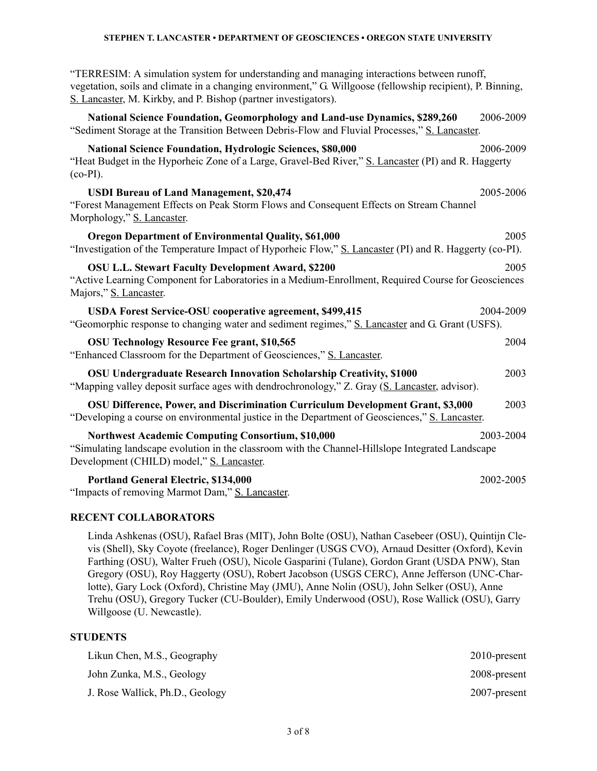"TERRESIM: A simulation system for understanding and managing interactions between runoff, vegetation, soils and climate in a changing environment," G. Willgoose (fellowship recipient), P. Binning, S. Lancaster, M. Kirkby, and P. Bishop (partner investigators).

**National Science Foundation, Geomorphology and Land-use Dynamics, $289,260** 2006-2009
"Sediment Storage at the Transition Between Debris-Flow and Fluvial Processes," S. Lancaster.

**National Science Foundation, Hydrologic Sciences, $80,000** 2006-2009
"Heat Budget in the Hyporheic Zone of a Large, Gravel-Bed River," S. Lancaster (PI) and R. Haggerty (co-PI).

**USDI Bureau of Land Management, $20,474** 2005-2006
"Forest Management Effects on Peak Storm Flows and Consequent Effects on Stream Channel Morphology," S. Lancaster.

**Oregon Department of Environmental Quality, $61,000** 2005
"Investigation of the Temperature Impact of Hyporheic Flow," S. Lancaster (PI) and R. Haggerty (co-PI).

**OSU L.L. Stewart Faculty Development Award, $2200** 2005
"Active Learning Component for Laboratories in a Medium-Enrollment, Required Course for Geosciences Majors," S. Lancaster.

**USDA Forest Service-OSU cooperative agreement, $499,415** 2004-2009
"Geomorphic response to changing water and sediment regimes," S. Lancaster and G. Grant (USFS).

**OSU Technology Resource Fee grant, $10,565** 2004
"Enhanced Classroom for the Department of Geosciences," S. Lancaster.

**OSU Undergraduate Research Innovation Scholarship Creativity, $1000** 2003
"Mapping valley deposit surface ages with dendrochronology," Z. Gray (S. Lancaster, advisor).

**OSU Difference, Power, and Discrimination Curriculum Development Grant, $3,000** 2003
"Developing a course on environmental justice in the Department of Geosciences," S. Lancaster.

**Northwest Academic Computing Consortium, $10,000** 2003-2004
"Simulating landscape evolution in the classroom with the Channel-Hillslope Integrated Landscape Development (CHILD) model," S. Lancaster.

**Portland General Electric, $134,000** 2002-2005
"Impacts of removing Marmot Dam," S. Lancaster.

## RECENT COLLABORATORS

Linda Ashkenas (OSU), Rafael Bras (MIT), John Bolte (OSU), Nathan Casebeer (OSU), Quintijn Clevis (Shell), Sky Coyote (freelance), Roger Denlinger (USGS CVO), Arnaud Desitter (Oxford), Kevin Farthing (OSU), Walter Frueh (OSU), Nicole Gasparini (Tulane), Gordon Grant (USDA PNW), Stan Gregory (OSU), Roy Haggerty (OSU), Robert Jacobson (USGS CERC), Anne Jefferson (UNC-Charlotte), Gary Lock (Oxford), Christine May (JMU), Anne Nolin (OSU), John Selker (OSU), Anne Trehu (OSU), Gregory Tucker (CU-Boulder), Emily Underwood (OSU), Rose Wallick (OSU), Garry Willgoose (U. Newcastle).

## STUDENTS

Likun Chen, M.S., Geography 2010-present

John Zunka, M.S., Geology 2008-present

J. Rose Wallick, Ph.D., Geology 2007-present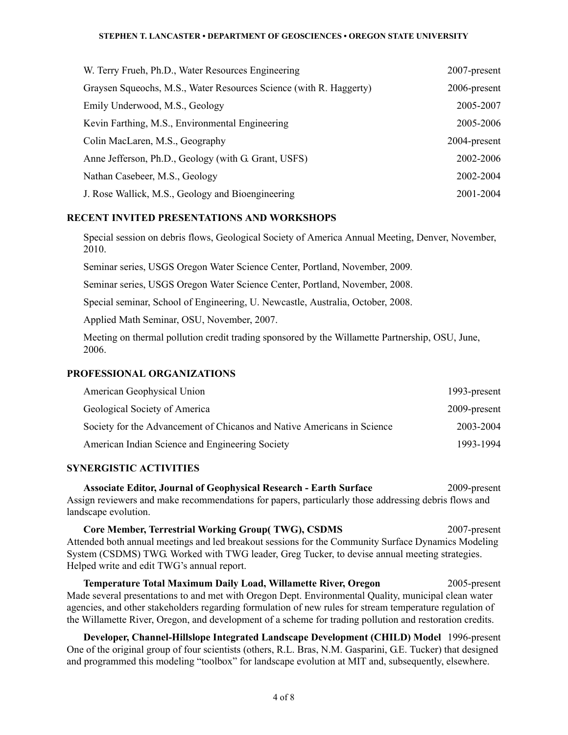| | |
|---|---|
| W. Terry Frueh, Ph.D., Water Resources Engineering | 2007-present |
| Graysen Squeochs, M.S., Water Resources Science (with R. Haggerty) | 2006-present |
| Emily Underwood, M.S., Geology | 2005-2007 |
| Kevin Farthing, M.S., Environmental Engineering | 2005-2006 |
| Colin MacLaren, M.S., Geography | 2004-present |
| Anne Jefferson, Ph.D., Geology (with G. Grant, USFS) | 2002-2006 |
| Nathan Casebeer, M.S., Geology | 2002-2004 |
| J. Rose Wallick, M.S., Geology and Bioengineering | 2001-2004 |

## RECENT INVITED PRESENTATIONS AND WORKSHOPS

Special session on debris flows, Geological Society of America Annual Meeting, Denver, November, 2010.

Seminar series, USGS Oregon Water Science Center, Portland, November, 2009.

Seminar series, USGS Oregon Water Science Center, Portland, November, 2008.

Special seminar, School of Engineering, U. Newcastle, Australia, October, 2008.

Applied Math Seminar, OSU, November, 2007.

Meeting on thermal pollution credit trading sponsored by the Willamette Partnership, OSU, June, 2006.

## PROFESSIONAL ORGANIZATIONS

| | |
|---|---|
| American Geophysical Union | 1993-present |
| Geological Society of America | 2009-present |
| Society for the Advancement of Chicanos and Native Americans in Science | 2003-2004 |
| American Indian Science and Engineering Society | 1993-1994 |

## SYNERGISTIC ACTIVITIES

**Associate Editor, Journal of Geophysical Research - Earth Surface** 2009-present
Assign reviewers and make recommendations for papers, particularly those addressing debris flows and landscape evolution.

**Core Member, Terrestrial Working Group( TWG), CSDMS** 2007-present
Attended both annual meetings and led breakout sessions for the Community Surface Dynamics Modeling System (CSDMS) TWG. Worked with TWG leader, Greg Tucker, to devise annual meeting strategies. Helped write and edit TWG's annual report.

**Temperature Total Maximum Daily Load, Willamette River, Oregon** 2005-present
Made several presentations to and met with Oregon Dept. Environmental Quality, municipal clean water agencies, and other stakeholders regarding formulation of new rules for stream temperature regulation of the Willamette River, Oregon, and development of a scheme for trading pollution and restoration credits.

**Developer, Channel-Hillslope Integrated Landscape Development (CHILD) Model** 1996-present
One of the original group of four scientists (others, R.L. Bras, N.M. Gasparini, G.E. Tucker) that designed and programmed this modeling "toolbox" for landscape evolution at MIT and, subsequently, elsewhere.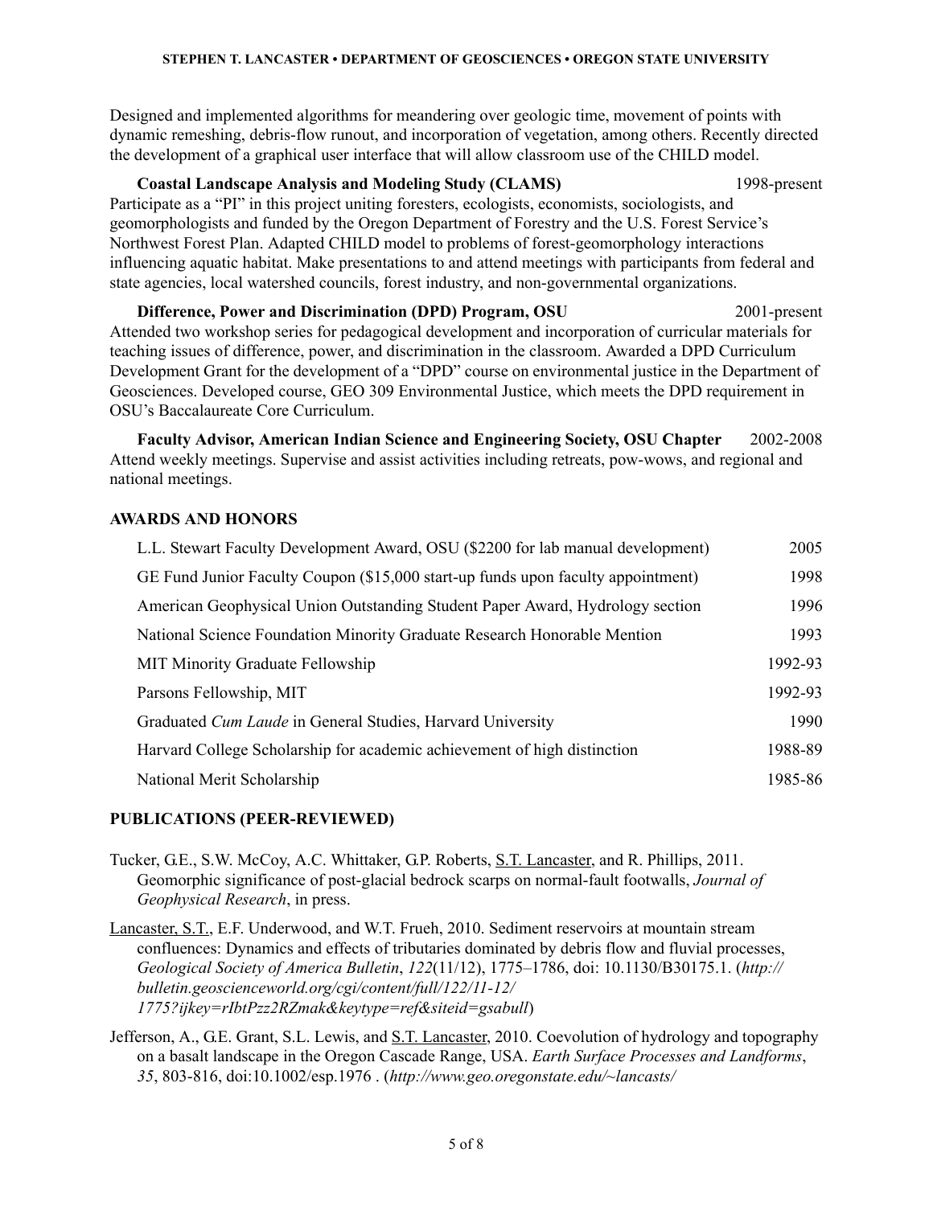Designed and implemented algorithms for meandering over geologic time, movement of points with dynamic remeshing, debris-flow runout, and incorporation of vegetation, among others. Recently directed the development of a graphical user interface that will allow classroom use of the CHILD model.

**Coastal Landscape Analysis and Modeling Study (CLAMS)** 1998-present

Participate as a "PI" in this project uniting foresters, ecologists, economists, sociologists, and geomorphologists and funded by the Oregon Department of Forestry and the U.S. Forest Service's Northwest Forest Plan. Adapted CHILD model to problems of forest-geomorphology interactions influencing aquatic habitat. Make presentations to and attend meetings with participants from federal and state agencies, local watershed councils, forest industry, and non-governmental organizations.

**Difference, Power and Discrimination (DPD) Program, OSU** 2001-present

Attended two workshop series for pedagogical development and incorporation of curricular materials for teaching issues of difference, power, and discrimination in the classroom. Awarded a DPD Curriculum Development Grant for the development of a "DPD" course on environmental justice in the Department of Geosciences. Developed course, GEO 309 Environmental Justice, which meets the DPD requirement in OSU's Baccalaureate Core Curriculum.

**Faculty Advisor, American Indian Science and Engineering Society, OSU Chapter** 2002-2008

Attend weekly meetings. Supervise and assist activities including retreats, pow-wows, and regional and national meetings.

## AWARDS AND HONORS

| | |
|---|---|
| L.L. Stewart Faculty Development Award, OSU ($2200 for lab manual development) | 2005 |
| GE Fund Junior Faculty Coupon ($15,000 start-up funds upon faculty appointment) | 1998 |
| American Geophysical Union Outstanding Student Paper Award, Hydrology section | 1996 |
| National Science Foundation Minority Graduate Research Honorable Mention | 1993 |
| MIT Minority Graduate Fellowship | 1992-93 |
| Parsons Fellowship, MIT | 1992-93 |
| Graduated *Cum Laude* in General Studies, Harvard University | 1990 |
| Harvard College Scholarship for academic achievement of high distinction | 1988-89 |
| National Merit Scholarship | 1985-86 |

## PUBLICATIONS (PEER-REVIEWED)

Tucker, G.E., S.W. McCoy, A.C. Whittaker, G.P. Roberts, S.T. Lancaster, and R. Phillips, 2011. Geomorphic significance of post-glacial bedrock scarps on normal-fault footwalls, *Journal of Geophysical Research*, in press.

Lancaster, S.T., E.F. Underwood, and W.T. Frueh, 2010. Sediment reservoirs at mountain stream confluences: Dynamics and effects of tributaries dominated by debris flow and fluvial processes, *Geological Society of America Bulletin*, *122*(11/12), 1775–1786, doi: 10.1130/B30175.1. (*http://bulletin.geoscienceworld.org/cgi/content/full/122/11-12/1775?ijkey=rIbtPzz2RZmak&keytype=ref&siteid=gsabull*)

Jefferson, A., G.E. Grant, S.L. Lewis, and S.T. Lancaster, 2010. Coevolution of hydrology and topography on a basalt landscape in the Oregon Cascade Range, USA. *Earth Surface Processes and Landforms*, *35*, 803-816, doi:10.1002/esp.1976 . (*http://www.geo.oregonstate.edu/~lancasts/*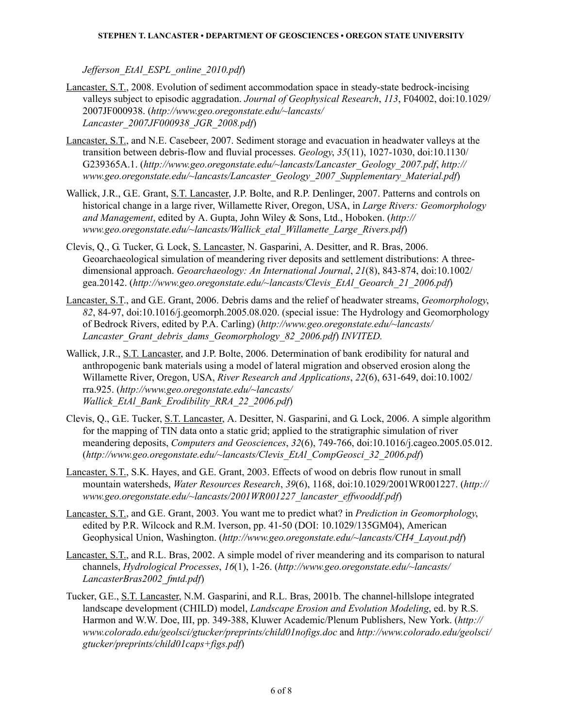*Jefferson_EtAl_ESPL_online_2010.pdf*)

Lancaster, S.T., 2008. Evolution of sediment accommodation space in steady-state bedrock-incising valleys subject to episodic aggradation. *Journal of Geophysical Research*, *113*, F04002, doi:10.1029/2007JF000938. (*http://www.geo.oregonstate.edu/~lancasts/Lancaster_2007JF000938_JGR_2008.pdf*)

Lancaster, S.T., and N.E. Casebeer, 2007. Sediment storage and evacuation in headwater valleys at the transition between debris-flow and fluvial processes. *Geology*, *35*(11), 1027-1030, doi:10.1130/G239365A.1. (*http://www.geo.oregonstate.edu/~lancasts/Lancaster_Geology_2007.pdf*, *http://www.geo.oregonstate.edu/~lancasts/Lancaster_Geology_2007_Supplementary_Material.pdf*)

Wallick, J.R., G.E. Grant, S.T. Lancaster, J.P. Bolte, and R.P. Denlinger, 2007. Patterns and controls on historical change in a large river, Willamette River, Oregon, USA, in *Large Rivers: Geomorphology and Management*, edited by A. Gupta, John Wiley & Sons, Ltd., Hoboken. (*http://www.geo.oregonstate.edu/~lancasts/Wallick_etal_Willamette_Large_Rivers.pdf*)

Clevis, Q., G. Tucker, G. Lock, S. Lancaster, N. Gasparini, A. Desitter, and R. Bras, 2006. Geoarchaeological simulation of meandering river deposits and settlement distributions: A three-dimensional approach. *Geoarchaeology: An International Journal*, *21*(8), 843-874, doi:10.1002/gea.20142. (*http://www.geo.oregonstate.edu/~lancasts/Clevis_EtAl_Geoarch_21_2006.pdf*)

Lancaster, S.T., and G.E. Grant, 2006. Debris dams and the relief of headwater streams, *Geomorphology*, *82*, 84-97, doi:10.1016/j.geomorph.2005.08.020. (special issue: The Hydrology and Geomorphology of Bedrock Rivers, edited by P.A. Carling) (*http://www.geo.oregonstate.edu/~lancasts/Lancaster_Grant_debris_dams_Geomorphology_82_2006.pdf*) *INVITED.*

Wallick, J.R., S.T. Lancaster, and J.P. Bolte, 2006. Determination of bank erodibility for natural and anthropogenic bank materials using a model of lateral migration and observed erosion along the Willamette River, Oregon, USA, *River Research and Applications*, *22*(6), 631-649, doi:10.1002/rra.925. (*http://www.geo.oregonstate.edu/~lancasts/Wallick_EtAl_Bank_Erodibility_RRA_22_2006.pdf*)

Clevis, Q., G.E. Tucker, S.T. Lancaster, A. Desitter, N. Gasparini, and G. Lock, 2006. A simple algorithm for the mapping of TIN data onto a static grid; applied to the stratigraphic simulation of river meandering deposits, *Computers and Geosciences*, *32*(6), 749-766, doi:10.1016/j.cageo.2005.05.012. (*http://www.geo.oregonstate.edu/~lancasts/Clevis_EtAl_CompGeosci_32_2006.pdf*)

Lancaster, S.T., S.K. Hayes, and G.E. Grant, 2003. Effects of wood on debris flow runout in small mountain watersheds, *Water Resources Research*, *39*(6), 1168, doi:10.1029/2001WR001227. (*http://www.geo.oregonstate.edu/~lancasts/2001WR001227_lancaster_effwooddf.pdf*)

Lancaster, S.T., and G.E. Grant, 2003. You want me to predict what? in *Prediction in Geomorphology*, edited by P.R. Wilcock and R.M. Iverson, pp. 41-50 (DOI: 10.1029/135GM04), American Geophysical Union, Washington. (*http://www.geo.oregonstate.edu/~lancasts/CH4_Layout.pdf*)

Lancaster, S.T., and R.L. Bras, 2002. A simple model of river meandering and its comparison to natural channels, *Hydrological Processes*, *16*(1), 1-26. (*http://www.geo.oregonstate.edu/~lancasts/LancasterBras2002_fmtd.pdf*)

Tucker, G.E., S.T. Lancaster, N.M. Gasparini, and R.L. Bras, 2001b. The channel-hillslope integrated landscape development (CHILD) model, *Landscape Erosion and Evolution Modeling*, ed. by R.S. Harmon and W.W. Doe, III, pp. 349-388, Kluwer Academic/Plenum Publishers, New York. (*http://www.colorado.edu/geolsci/gtucker/preprints/child01nofigs.doc* and *http://www.colorado.edu/geolsci/gtucker/preprints/child01caps+figs.pdf*)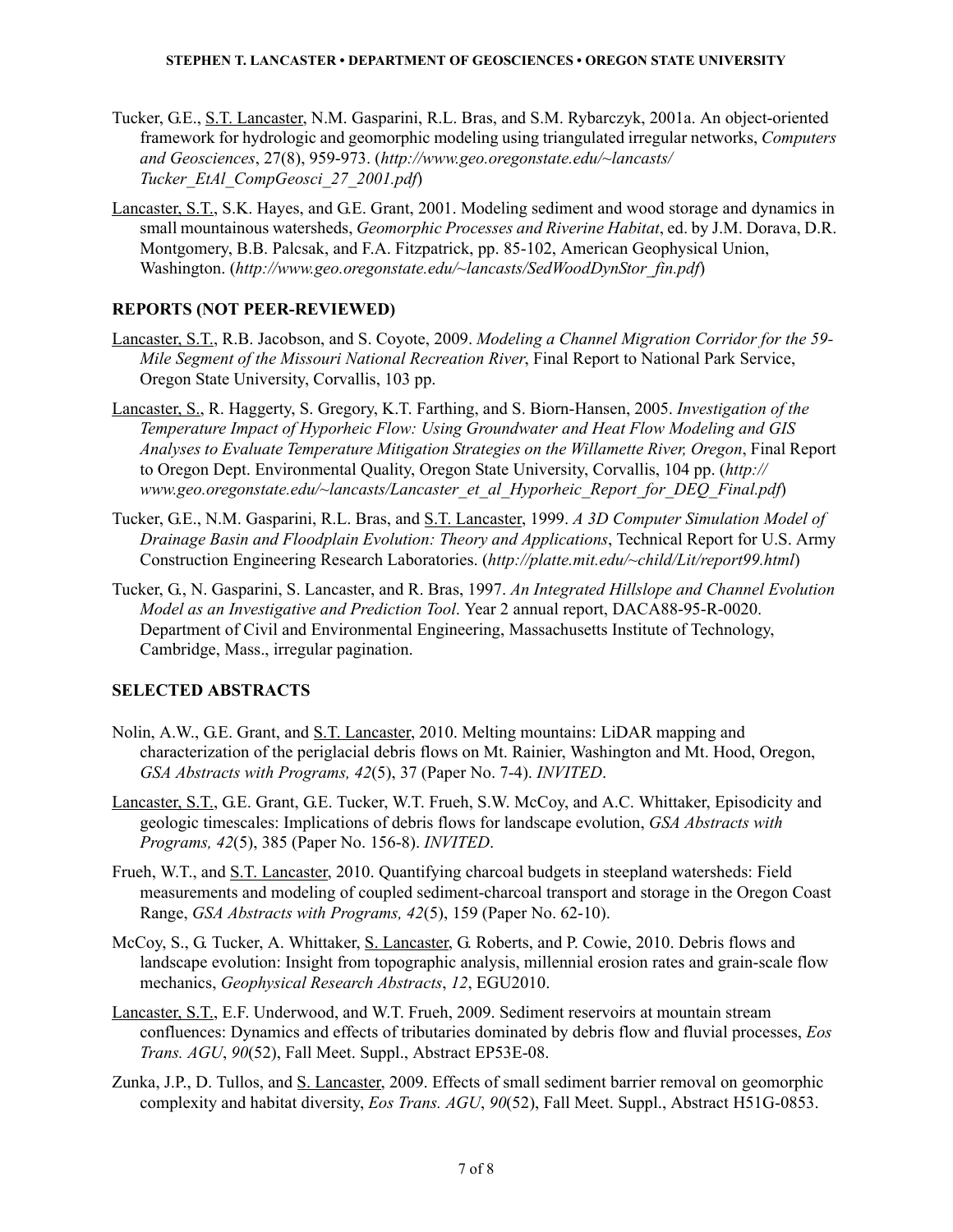Tucker, G.E., <u>S.T. Lancaster</u>, N.M. Gasparini, R.L. Bras, and S.M. Rybarczyk, 2001a. An object-oriented framework for hydrologic and geomorphic modeling using triangulated irregular networks, *Computers and Geosciences*, 27(8), 959-973. (*http://www.geo.oregonstate.edu/~lancasts/Tucker_EtAl_CompGeosci_27_2001.pdf*)

<u>Lancaster, S.T.</u>, S.K. Hayes, and G.E. Grant, 2001. Modeling sediment and wood storage and dynamics in small mountainous watersheds, *Geomorphic Processes and Riverine Habitat*, ed. by J.M. Dorava, D.R. Montgomery, B.B. Palcsak, and F.A. Fitzpatrick, pp. 85-102, American Geophysical Union, Washington. (*http://www.geo.oregonstate.edu/~lancasts/SedWoodDynStor_fin.pdf*)

## REPORTS (NOT PEER-REVIEWED)

<u>Lancaster, S.T.</u>, R.B. Jacobson, and S. Coyote, 2009. *Modeling a Channel Migration Corridor for the 59-Mile Segment of the Missouri National Recreation River*, Final Report to National Park Service, Oregon State University, Corvallis, 103 pp.

<u>Lancaster, S.</u>, R. Haggerty, S. Gregory, K.T. Farthing, and S. Biorn-Hansen, 2005. *Investigation of the Temperature Impact of Hyporheic Flow: Using Groundwater and Heat Flow Modeling and GIS Analyses to Evaluate Temperature Mitigation Strategies on the Willamette River, Oregon*, Final Report to Oregon Dept. Environmental Quality, Oregon State University, Corvallis, 104 pp. (*http://www.geo.oregonstate.edu/~lancasts/Lancaster_et_al_Hyporheic_Report_for_DEQ_Final.pdf*)

Tucker, G.E., N.M. Gasparini, R.L. Bras, and <u>S.T. Lancaster</u>, 1999. *A 3D Computer Simulation Model of Drainage Basin and Floodplain Evolution: Theory and Applications*, Technical Report for U.S. Army Construction Engineering Research Laboratories. (*http://platte.mit.edu/~child/Lit/report99.html*)

Tucker, G., N. Gasparini, S. Lancaster, and R. Bras, 1997. *An Integrated Hillslope and Channel Evolution Model as an Investigative and Prediction Tool*. Year 2 annual report, DACA88-95-R-0020. Department of Civil and Environmental Engineering, Massachusetts Institute of Technology, Cambridge, Mass., irregular pagination.

## SELECTED ABSTRACTS

Nolin, A.W., G.E. Grant, and <u>S.T. Lancaster</u>, 2010. Melting mountains: LiDAR mapping and characterization of the periglacial debris flows on Mt. Rainier, Washington and Mt. Hood, Oregon, *GSA Abstracts with Programs, 42*(5), 37 (Paper No. 7-4). *INVITED*.

<u>Lancaster, S.T.</u>, G.E. Grant, G.E. Tucker, W.T. Frueh, S.W. McCoy, and A.C. Whittaker, Episodicity and geologic timescales: Implications of debris flows for landscape evolution, *GSA Abstracts with Programs, 42*(5), 385 (Paper No. 156-8). *INVITED*.

Frueh, W.T., and <u>S.T. Lancaster</u>, 2010. Quantifying charcoal budgets in steepland watersheds: Field measurements and modeling of coupled sediment-charcoal transport and storage in the Oregon Coast Range, *GSA Abstracts with Programs, 42*(5), 159 (Paper No. 62-10).

McCoy, S., G. Tucker, A. Whittaker, <u>S. Lancaster</u>, G. Roberts, and P. Cowie, 2010. Debris flows and landscape evolution: Insight from topographic analysis, millennial erosion rates and grain-scale flow mechanics, *Geophysical Research Abstracts*, *12*, EGU2010.

<u>Lancaster, S.T.</u>, E.F. Underwood, and W.T. Frueh, 2009. Sediment reservoirs at mountain stream confluences: Dynamics and effects of tributaries dominated by debris flow and fluvial processes, *Eos Trans. AGU*, *90*(52), Fall Meet. Suppl., Abstract EP53E-08.

Zunka, J.P., D. Tullos, and <u>S. Lancaster</u>, 2009. Effects of small sediment barrier removal on geomorphic complexity and habitat diversity, *Eos Trans. AGU*, *90*(52), Fall Meet. Suppl., Abstract H51G-0853.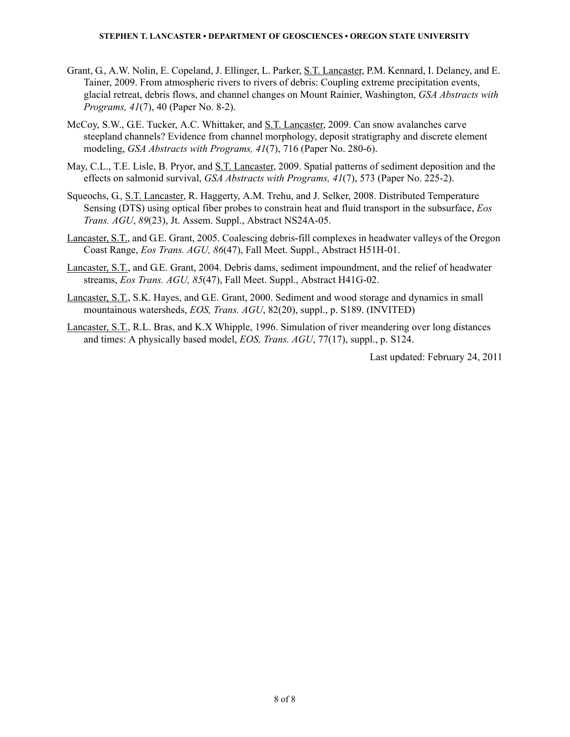Grant, G., A.W. Nolin, E. Copeland, J. Ellinger, L. Parker, S.T. Lancaster, P.M. Kennard, I. Delaney, and E. Tainer, 2009. From atmospheric rivers to rivers of debris: Coupling extreme precipitation events, glacial retreat, debris flows, and channel changes on Mount Rainier, Washington, *GSA Abstracts with Programs, 41*(7), 40 (Paper No. 8-2).

McCoy, S.W., G.E. Tucker, A.C. Whittaker, and S.T. Lancaster, 2009. Can snow avalanches carve steepland channels? Evidence from channel morphology, deposit stratigraphy and discrete element modeling, *GSA Abstracts with Programs, 41*(7), 716 (Paper No. 280-6).

May, C.L., T.E. Lisle, B. Pryor, and S.T. Lancaster, 2009. Spatial patterns of sediment deposition and the effects on salmonid survival, *GSA Abstracts with Programs, 41*(7), 573 (Paper No. 225-2).

Squeochs, G., S.T. Lancaster, R. Haggerty, A.M. Trehu, and J. Selker, 2008. Distributed Temperature Sensing (DTS) using optical fiber probes to constrain heat and fluid transport in the subsurface, *Eos Trans. AGU*, *89*(23), Jt. Assem. Suppl., Abstract NS24A-05.

Lancaster, S.T., and G.E. Grant, 2005. Coalescing debris-fill complexes in headwater valleys of the Oregon Coast Range, *Eos Trans. AGU, 86*(47), Fall Meet. Suppl., Abstract H51H-01.

Lancaster, S.T., and G.E. Grant, 2004. Debris dams, sediment impoundment, and the relief of headwater streams, *Eos Trans. AGU, 85*(47), Fall Meet. Suppl., Abstract H41G-02.

Lancaster, S.T., S.K. Hayes, and G.E. Grant, 2000. Sediment and wood storage and dynamics in small mountainous watersheds, *EOS, Trans. AGU*, 82(20), suppl., p. S189. (INVITED)

Lancaster, S.T., R.L. Bras, and K.X Whipple, 1996. Simulation of river meandering over long distances and times: A physically based model, *EOS, Trans. AGU*, 77(17), suppl., p. S124.

Last updated: February 24, 2011